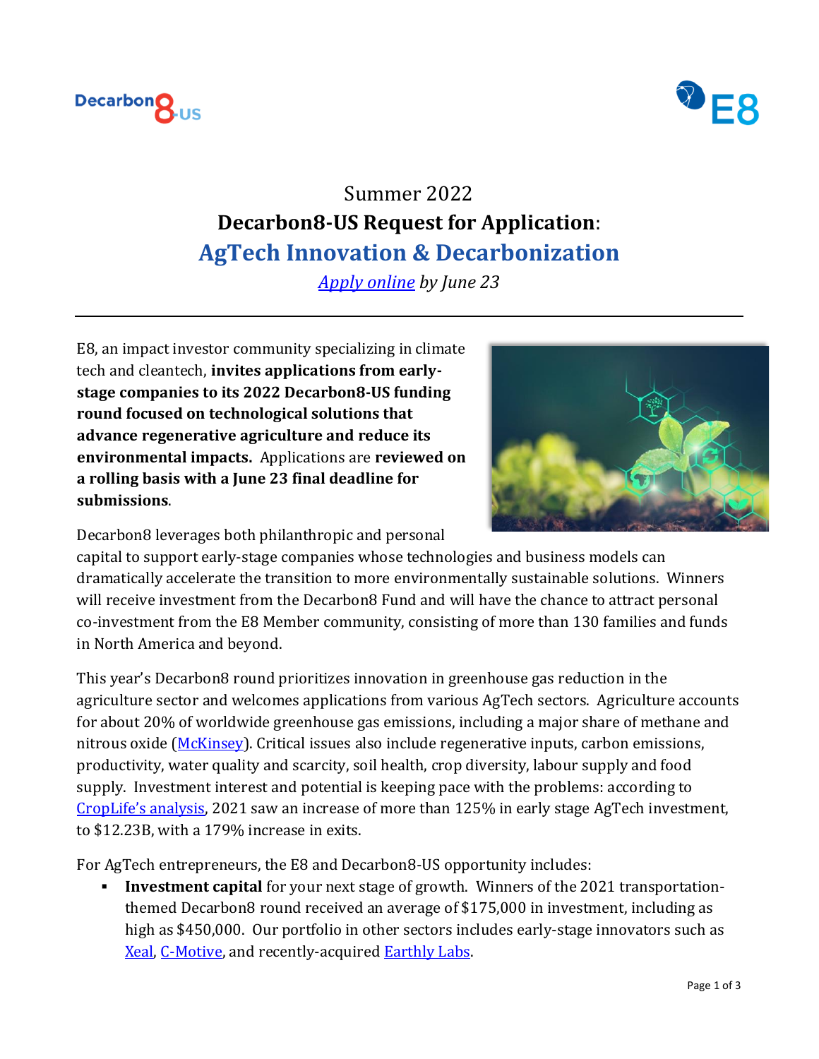Summer 2022

# Decarbon8-US Request for Application:

## AgTech Innovation & Decarbonization

*Apply online by June 23*

---

E8, an impact investor community specializing in climate tech and cleantech, **invites applications from early-stage companies to its 2022 Decarbon8-US funding round focused on technological solutions that advance regenerative agriculture and reduce its environmental impacts.** Applications are **reviewed on a rolling basis with a June 23 final deadline for submissions**.

Decarbon8 leverages both philanthropic and personal capital to support early-stage companies whose technologies and business models can dramatically accelerate the transition to more environmentally sustainable solutions. Winners will receive investment from the Decarbon8 Fund and will have the chance to attract personal co-investment from the E8 Member community, consisting of more than 130 families and funds in North America and beyond.

This year's Decarbon8 round prioritizes innovation in greenhouse gas reduction in the agriculture sector and welcomes applications from various AgTech sectors. Agriculture accounts for about 20% of worldwide greenhouse gas emissions, including a major share of methane and nitrous oxide (McKinsey). Critical issues also include regenerative inputs, carbon emissions, productivity, water quality and scarcity, soil health, crop diversity, labour supply and food supply. Investment interest and potential is keeping pace with the problems: according to CropLife's analysis, 2021 saw an increase of more than 125% in early stage AgTech investment, to $12.23B, with a 179% increase in exits.

For AgTech entrepreneurs, the E8 and Decarbon8-US opportunity includes:

- **Investment capital** for your next stage of growth. Winners of the 2021 transportation-themed Decarbon8 round received an average of $175,000 in investment, including as high as $450,000. Our portfolio in other sectors includes early-stage innovators such as Xeal, C-Motive, and recently-acquired Earthly Labs.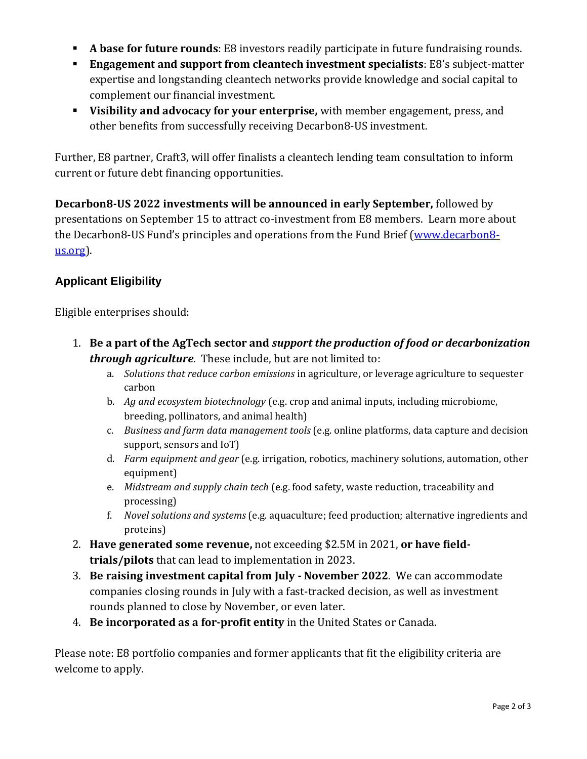- **A base for future rounds**: E8 investors readily participate in future fundraising rounds.
- **Engagement and support from cleantech investment specialists**: E8's subject-matter expertise and longstanding cleantech networks provide knowledge and social capital to complement our financial investment.
- **Visibility and advocacy for your enterprise,** with member engagement, press, and other benefits from successfully receiving Decarbon8-US investment.

Further, E8 partner, Craft3, will offer finalists a cleantech lending team consultation to inform current or future debt financing opportunities.

**Decarbon8-US 2022 investments will be announced in early September,** followed by presentations on September 15 to attract co-investment from E8 members. Learn more about the Decarbon8-US Fund's principles and operations from the Fund Brief ([www.decarbon8-us.org](www.decarbon8-us.org)).

## Applicant Eligibility

Eligible enterprises should:

1. **Be a part of the AgTech sector and *support the production of food or decarbonization through agriculture***. These include, but are not limited to:
   a. *Solutions that reduce carbon emissions* in agriculture, or leverage agriculture to sequester carbon
   b. *Ag and ecosystem biotechnology* (e.g. crop and animal inputs, including microbiome, breeding, pollinators, and animal health)
   c. *Business and farm data management tools* (e.g. online platforms, data capture and decision support, sensors and IoT)
   d. *Farm equipment and gear* (e.g. irrigation, robotics, machinery solutions, automation, other equipment)
   e. *Midstream and supply chain tech* (e.g. food safety, waste reduction, traceability and processing)
   f. *Novel solutions and systems* (e.g. aquaculture; feed production; alternative ingredients and proteins)
2. **Have generated some revenue,** not exceeding $2.5M in 2021, **or have field-trials/pilots** that can lead to implementation in 2023.
3. **Be raising investment capital from July - November 2022**. We can accommodate companies closing rounds in July with a fast-tracked decision, as well as investment rounds planned to close by November, or even later.
4. **Be incorporated as a for-profit entity** in the United States or Canada.

Please note: E8 portfolio companies and former applicants that fit the eligibility criteria are welcome to apply.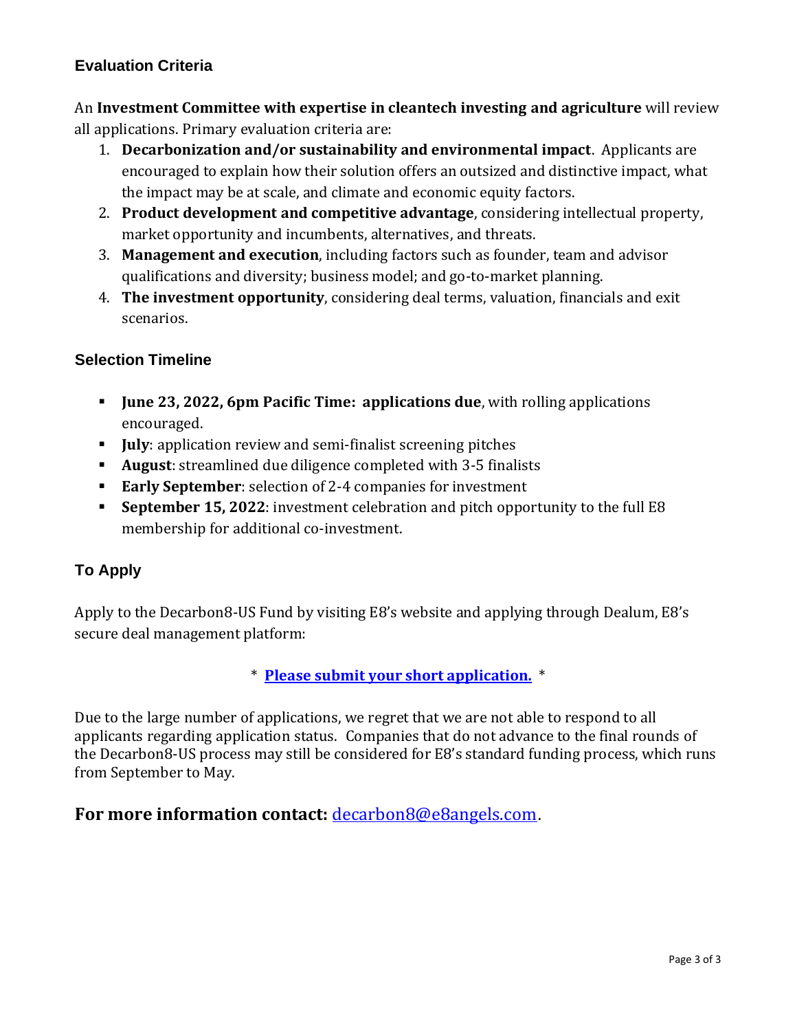## Evaluation Criteria

An **Investment Committee with expertise in cleantech investing and agriculture** will review all applications. Primary evaluation criteria are:

1. **Decarbonization and/or sustainability and environmental impact**. Applicants are encouraged to explain how their solution offers an outsized and distinctive impact, what the impact may be at scale, and climate and economic equity factors.
2. **Product development and competitive advantage**, considering intellectual property, market opportunity and incumbents, alternatives, and threats.
3. **Management and execution**, including factors such as founder, team and advisor qualifications and diversity; business model; and go-to-market planning.
4. **The investment opportunity**, considering deal terms, valuation, financials and exit scenarios.

## Selection Timeline

- **June 23, 2022, 6pm Pacific Time: applications due**, with rolling applications encouraged.
- **July**: application review and semi-finalist screening pitches
- **August**: streamlined due diligence completed with 3-5 finalists
- **Early September**: selection of 2-4 companies for investment
- **September 15, 2022**: investment celebration and pitch opportunity to the full E8 membership for additional co-investment.

## To Apply

Apply to the Decarbon8-US Fund by visiting E8's website and applying through Dealum, E8's secure deal management platform:

\* **Please submit your short application.** *

Due to the large number of applications, we regret that we are not able to respond to all applicants regarding application status. Companies that do not advance to the final rounds of the Decarbon8-US process may still be considered for E8's standard funding process, which runs from September to May.

**For more information contact:** decarbon8@e8angels.com.